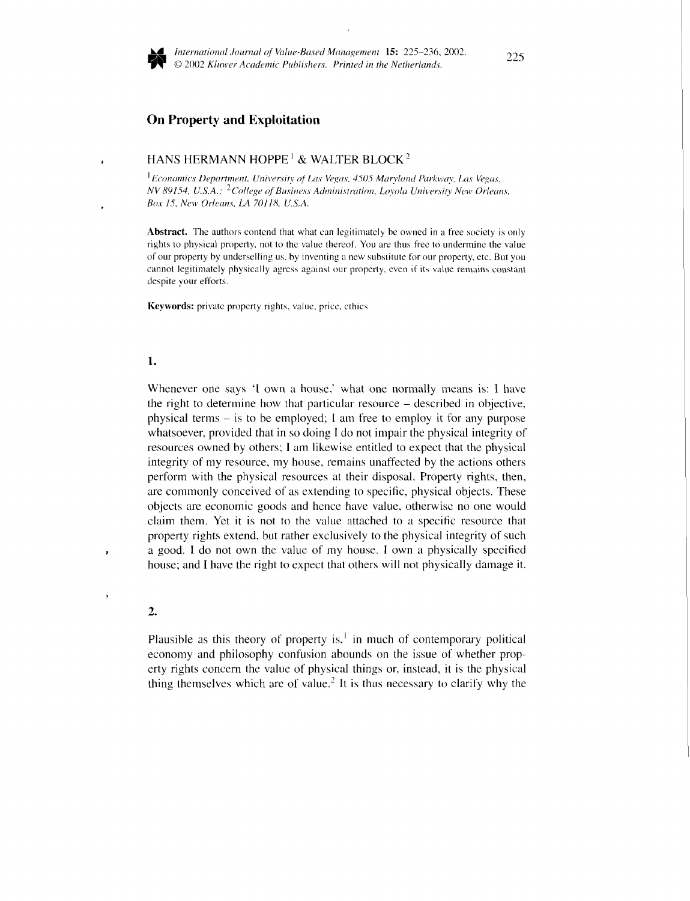# On Property and Exploitation

HANS HERMANN HOPPE[1] & WALTER BLOCK[2]

[1]*Economics Department, University of Las Vegas, 4505 Maryland Parkway, Las Vegas, NV 89154, U.S.A.;* [2]*College of Business Administration, Loyola University New Orleans, Box 15, New Orleans, LA 70118, U.S.A.*

**Abstract.** The authors contend that what can legitimately be owned in a free society is only rights to physical property, not to the value thereof. You are thus free to undermine the value of our property by underselling us, by inventing a new substitute for our property, etc. But you cannot legitimately physically agress against our property, even if its value remains constant despite your efforts.

**Keywords:** private property rights, value, price, ethics

## 1.

Whenever one says 'I own a house,' what one normally means is: I have the right to determine how that particular resource – described in objective, physical terms – is to be employed; I am free to employ it for any purpose whatsoever, provided that in so doing I do not impair the physical integrity of resources owned by others; I am likewise entitled to expect that the physical integrity of my resource, my house, remains unaffected by the actions others perform with the physical resources at their disposal. Property rights, then, are commonly conceived of as extending to specific, physical objects. These objects are economic goods and hence have value, otherwise no one would claim them. Yet it is not to the value attached to a specific resource that property rights extend, but rather exclusively to the physical integrity of such a good. I do not own the value of my house. I own a physically specified house; and I have the right to expect that others will not physically damage it.

## 2.

Plausible as this theory of property is,[1] in much of contemporary political economy and philosophy confusion abounds on the issue of whether property rights concern the value of physical things or, instead, it is the physical thing themselves which are of value.[2] It is thus necessary to clarify why the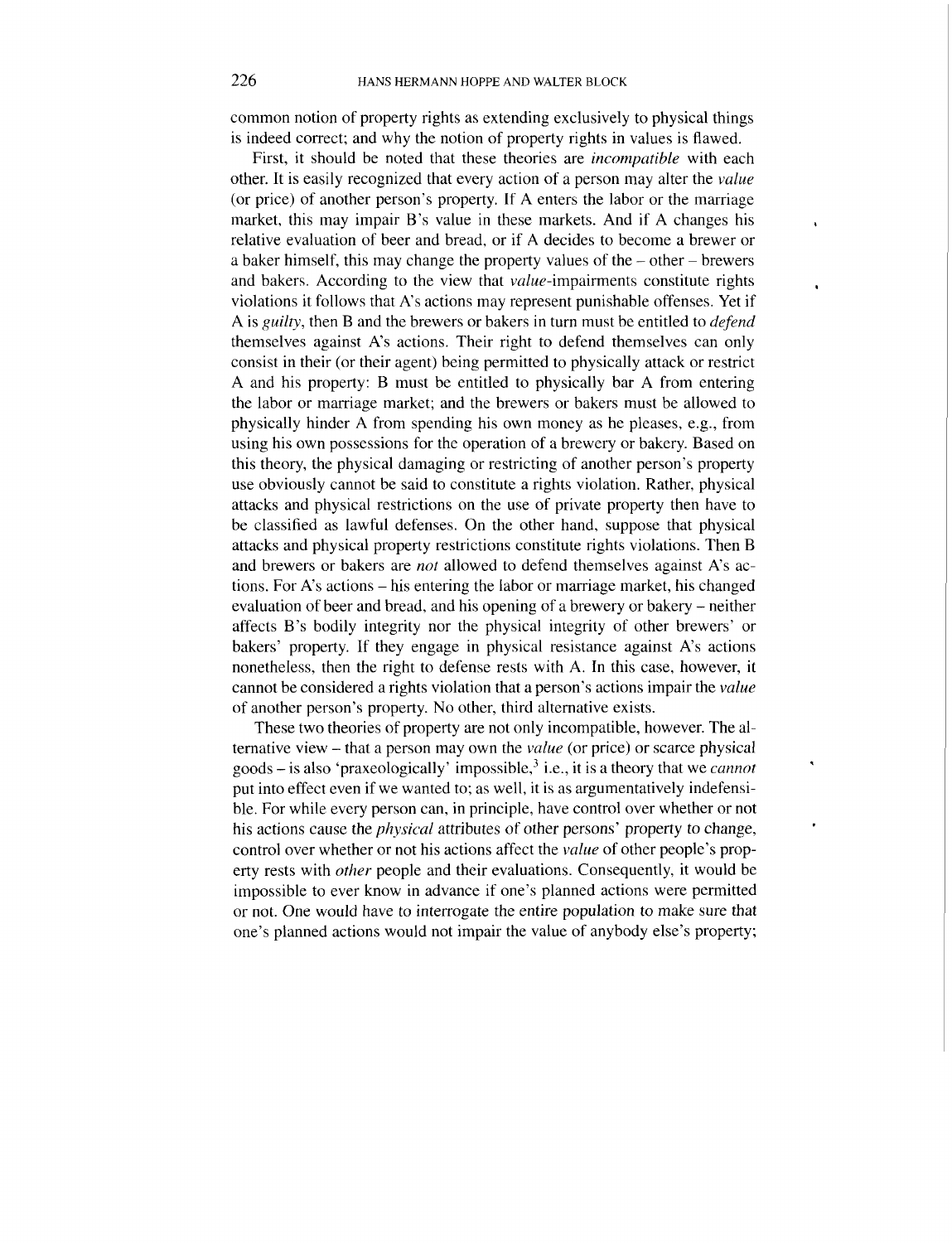common notion of property rights as extending exclusively to physical things is indeed correct; and why the notion of property rights in values is flawed.

First, it should be noted that these theories are *incompatible* with each other. It is easily recognized that every action of a person may alter the *value* (or price) of another person's property. If A enters the labor or the marriage market, this may impair B's value in these markets. And if A changes his relative evaluation of beer and bread, or if A decides to become a brewer or a baker himself, this may change the property values of the – other – brewers and bakers. According to the view that *value*-impairments constitute rights violations it follows that A's actions may represent punishable offenses. Yet if A is *guilty*, then B and the brewers or bakers in turn must be entitled to *defend* themselves against A's actions. Their right to defend themselves can only consist in their (or their agent) being permitted to physically attack or restrict A and his property: B must be entitled to physically bar A from entering the labor or marriage market; and the brewers or bakers must be allowed to physically hinder A from spending his own money as he pleases, e.g., from using his own possessions for the operation of a brewery or bakery. Based on this theory, the physical damaging or restricting of another person's property use obviously cannot be said to constitute a rights violation. Rather, physical attacks and physical restrictions on the use of private property then have to be classified as lawful defenses. On the other hand, suppose that physical attacks and physical property restrictions constitute rights violations. Then B and brewers or bakers are *not* allowed to defend themselves against A's actions. For A's actions – his entering the labor or marriage market, his changed evaluation of beer and bread, and his opening of a brewery or bakery – neither affects B's bodily integrity nor the physical integrity of other brewers' or bakers' property. If they engage in physical resistance against A's actions nonetheless, then the right to defense rests with A. In this case, however, it cannot be considered a rights violation that a person's actions impair the *value* of another person's property. No other, third alternative exists.

These two theories of property are not only incompatible, however. The alternative view – that a person may own the *value* (or price) or scarce physical goods – is also 'praxeologically' impossible,[3] i.e., it is a theory that we *cannot* put into effect even if we wanted to; as well, it is as argumentatively indefensible. For while every person can, in principle, have control over whether or not his actions cause the *physical* attributes of other persons' property to change, control over whether or not his actions affect the *value* of other people's property rests with *other* people and their evaluations. Consequently, it would be impossible to ever know in advance if one's planned actions were permitted or not. One would have to interrogate the entire population to make sure that one's planned actions would not impair the value of anybody else's property;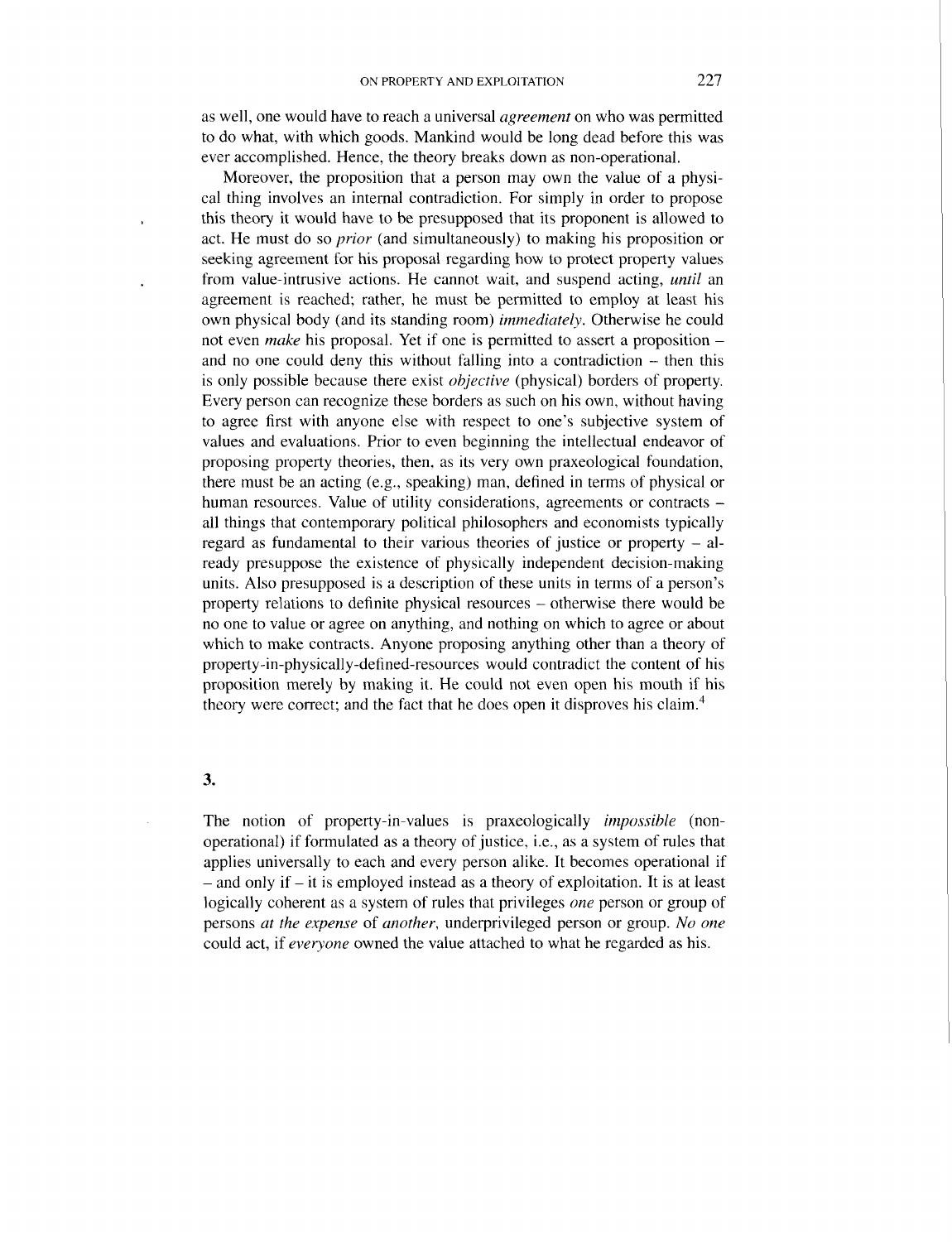as well, one would have to reach a universal *agreement* on who was permitted to do what, with which goods. Mankind would be long dead before this was ever accomplished. Hence, the theory breaks down as non-operational.

Moreover, the proposition that a person may own the value of a physical thing involves an internal contradiction. For simply in order to propose this theory it would have to be presupposed that its proponent is allowed to act. He must do so *prior* (and simultaneously) to making his proposition or seeking agreement for his proposal regarding how to protect property values from value-intrusive actions. He cannot wait, and suspend acting, *until* an agreement is reached; rather, he must be permitted to employ at least his own physical body (and its standing room) *immediately*. Otherwise he could not even *make* his proposal. Yet if one is permitted to assert a proposition – and no one could deny this without falling into a contradiction – then this is only possible because there exist *objective* (physical) borders of property. Every person can recognize these borders as such on his own, without having to agree first with anyone else with respect to one's subjective system of values and evaluations. Prior to even beginning the intellectual endeavor of proposing property theories, then, as its very own praxeological foundation, there must be an acting (e.g., speaking) man, defined in terms of physical or human resources. Value of utility considerations, agreements or contracts – all things that contemporary political philosophers and economists typically regard as fundamental to their various theories of justice or property – already presuppose the existence of physically independent decision-making units. Also presupposed is a description of these units in terms of a person's property relations to definite physical resources – otherwise there would be no one to value or agree on anything, and nothing on which to agree or about which to make contracts. Anyone proposing anything other than a theory of property-in-physically-defined-resources would contradict the content of his proposition merely by making it. He could not even open his mouth if his theory were correct; and the fact that he does open it disproves his claim.[4]

## 3.

The notion of property-in-values is praxeologically *impossible* (non-operational) if formulated as a theory of justice, i.e., as a system of rules that applies universally to each and every person alike. It becomes operational if – and only if – it is employed instead as a theory of exploitation. It is at least logically coherent as a system of rules that privileges *one* person or group of persons *at the expense* of *another*, underprivileged person or group. *No one* could act, if *everyone* owned the value attached to what he regarded as his.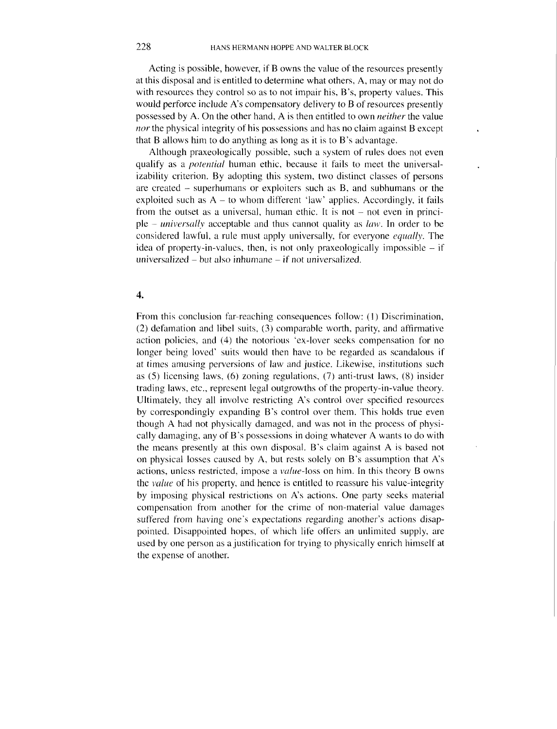Acting is possible, however, if B owns the value of the resources presently at this disposal and is entitled to determine what others, A, may or may not do with resources they control so as to not impair his, B's, property values. This would perforce include A's compensatory delivery to B of resources presently possessed by A. On the other hand, A is then entitled to own *neither* the value *nor* the physical integrity of his possessions and has no claim against B except that B allows him to do anything as long as it is to B's advantage.

Although praxeologically possible, such a system of rules does not even qualify as a *potential* human ethic, because it fails to meet the universalizability criterion. By adopting this system, two distinct classes of persons are created – superhumans or exploiters such as B, and subhumans or the exploited such as A – to whom different 'law' applies. Accordingly, it fails from the outset as a universal, human ethic. It is not – not even in principle – *universally* acceptable and thus cannot quality as *law*. In order to be considered lawful, a rule must apply universally, for everyone *equally*. The idea of property-in-values, then, is not only praxeologically impossible – if universalized – but also inhumane – if not universalized.

## 4.

From this conclusion far-reaching consequences follow: (1) Discrimination, (2) defamation and libel suits, (3) comparable worth, parity, and affirmative action policies, and (4) the notorious 'ex-lover seeks compensation for no longer being loved' suits would then have to be regarded as scandalous if at times amusing perversions of law and justice. Likewise, institutions such as (5) licensing laws, (6) zoning regulations, (7) anti-trust laws, (8) insider trading laws, etc., represent legal outgrowths of the property-in-value theory. Ultimately, they all involve restricting A's control over specified resources by correspondingly expanding B's control over them. This holds true even though A had not physically damaged, and was not in the process of physically damaging, any of B's possessions in doing whatever A wants to do with the means presently at this own disposal. B's claim against A is based not on physical losses caused by A, but rests solely on B's assumption that A's actions, unless restricted, impose a *value*-loss on him. In this theory B owns the *value* of his property, and hence is entitled to reassure his value-integrity by imposing physical restrictions on A's actions. One party seeks material compensation from another for the crime of non-material value damages suffered from having one's expectations regarding another's actions disappointed. Disappointed hopes, of which life offers an unlimited supply, are used by one person as a justification for trying to physically enrich himself at the expense of another.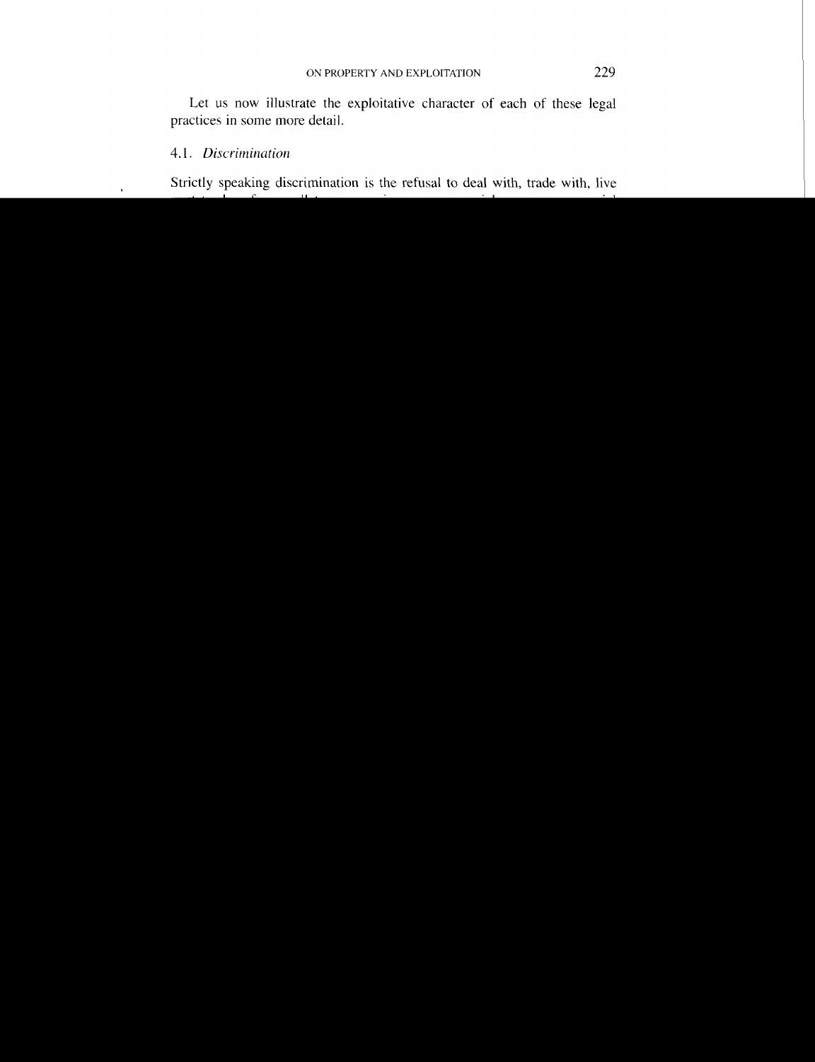Let us now illustrate the exploitative character of each of these legal practices in some more detail.

### 4.1. *Discrimination*

Strictly speaking discrimination is the refusal to deal with, trade with, live